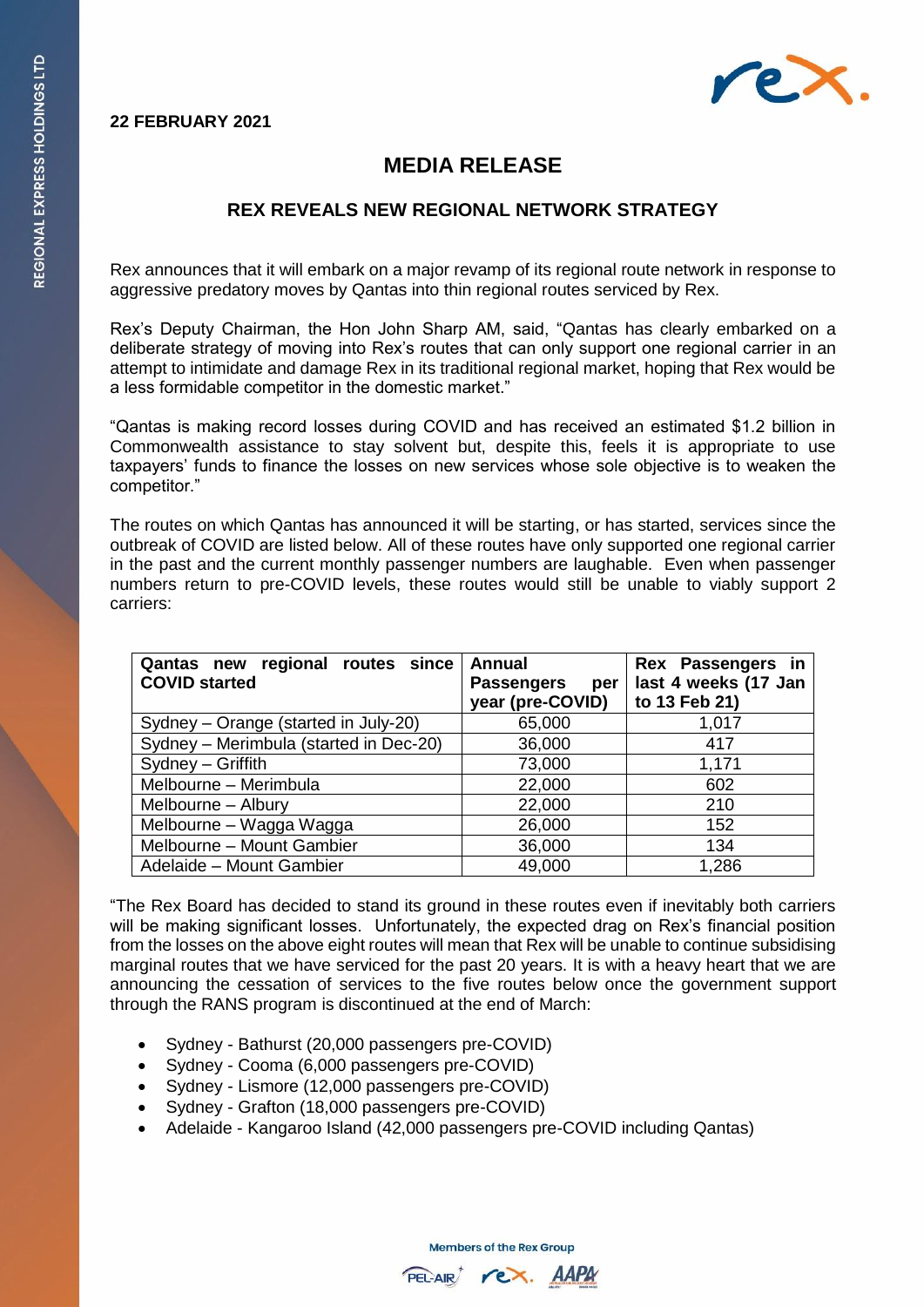**22 FEBRUARY 2021**

# MEDIA RELEASE

## REX REVEALS NEW REGIONAL NETWORK STRATEGY

Rex announces that it will embark on a major revamp of its regional route network in response to aggressive predatory moves by Qantas into thin regional routes serviced by Rex.

Rex's Deputy Chairman, the Hon John Sharp AM, said, "Qantas has clearly embarked on a deliberate strategy of moving into Rex's routes that can only support one regional carrier in an attempt to intimidate and damage Rex in its traditional regional market, hoping that Rex would be a less formidable competitor in the domestic market."

"Qantas is making record losses during COVID and has received an estimated $1.2 billion in Commonwealth assistance to stay solvent but, despite this, feels it is appropriate to use taxpayers' funds to finance the losses on new services whose sole objective is to weaken the competitor."

The routes on which Qantas has announced it will be starting, or has started, services since the outbreak of COVID are listed below. All of these routes have only supported one regional carrier in the past and the current monthly passenger numbers are laughable. Even when passenger numbers return to pre-COVID levels, these routes would still be unable to viably support 2 carriers:

| Qantas new regional routes since COVID started | Annual Passengers per year (pre-COVID) | Rex Passengers in last 4 weeks (17 Jan to 13 Feb 21) |
|---|---|---|
| Sydney – Orange (started in July-20) | 65,000 | 1,017 |
| Sydney – Merimbula (started in Dec-20) | 36,000 | 417 |
| Sydney – Griffith | 73,000 | 1,171 |
| Melbourne – Merimbula | 22,000 | 602 |
| Melbourne – Albury | 22,000 | 210 |
| Melbourne – Wagga Wagga | 26,000 | 152 |
| Melbourne – Mount Gambier | 36,000 | 134 |
| Adelaide – Mount Gambier | 49,000 | 1,286 |

"The Rex Board has decided to stand its ground in these routes even if inevitably both carriers will be making significant losses. Unfortunately, the expected drag on Rex's financial position from the losses on the above eight routes will mean that Rex will be unable to continue subsidising marginal routes that we have serviced for the past 20 years. It is with a heavy heart that we are announcing the cessation of services to the five routes below once the government support through the RANS program is discontinued at the end of March:

- Sydney - Bathurst (20,000 passengers pre-COVID)
- Sydney - Cooma (6,000 passengers pre-COVID)
- Sydney - Lismore (12,000 passengers pre-COVID)
- Sydney - Grafton (18,000 passengers pre-COVID)
- Adelaide - Kangaroo Island (42,000 passengers pre-COVID including Qantas)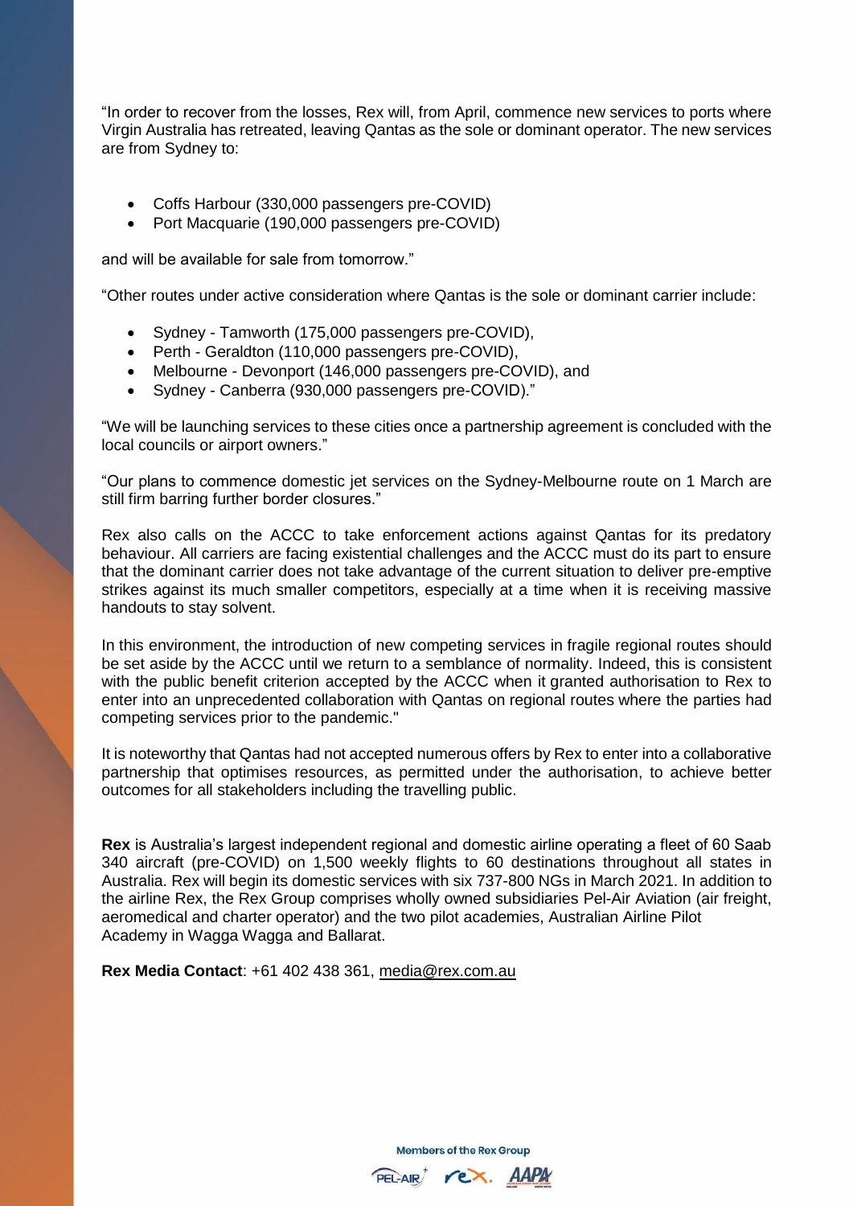"In order to recover from the losses, Rex will, from April, commence new services to ports where Virgin Australia has retreated, leaving Qantas as the sole or dominant operator. The new services are from Sydney to:

- Coffs Harbour (330,000 passengers pre-COVID)
- Port Macquarie (190,000 passengers pre-COVID)

and will be available for sale from tomorrow."

"Other routes under active consideration where Qantas is the sole or dominant carrier include:

- Sydney - Tamworth (175,000 passengers pre-COVID),
- Perth - Geraldton (110,000 passengers pre-COVID),
- Melbourne - Devonport (146,000 passengers pre-COVID), and
- Sydney - Canberra (930,000 passengers pre-COVID)."

"We will be launching services to these cities once a partnership agreement is concluded with the local councils or airport owners."

"Our plans to commence domestic jet services on the Sydney-Melbourne route on 1 March are still firm barring further border closures."

Rex also calls on the ACCC to take enforcement actions against Qantas for its predatory behaviour. All carriers are facing existential challenges and the ACCC must do its part to ensure that the dominant carrier does not take advantage of the current situation to deliver pre-emptive strikes against its much smaller competitors, especially at a time when it is receiving massive handouts to stay solvent.

In this environment, the introduction of new competing services in fragile regional routes should be set aside by the ACCC until we return to a semblance of normality. Indeed, this is consistent with the public benefit criterion accepted by the ACCC when it granted authorisation to Rex to enter into an unprecedented collaboration with Qantas on regional routes where the parties had competing services prior to the pandemic."

It is noteworthy that Qantas had not accepted numerous offers by Rex to enter into a collaborative partnership that optimises resources, as permitted under the authorisation, to achieve better outcomes for all stakeholders including the travelling public.

**Rex** is Australia's largest independent regional and domestic airline operating a fleet of 60 Saab 340 aircraft (pre-COVID) on 1,500 weekly flights to 60 destinations throughout all states in Australia. Rex will begin its domestic services with six 737-800 NGs in March 2021. In addition to the airline Rex, the Rex Group comprises wholly owned subsidiaries Pel-Air Aviation (air freight, aeromedical and charter operator) and the two pilot academies, Australian Airline Pilot Academy in Wagga Wagga and Ballarat.

**Rex Media Contact**: +61 402 438 361, media@rex.com.au

Members of the Rex Group